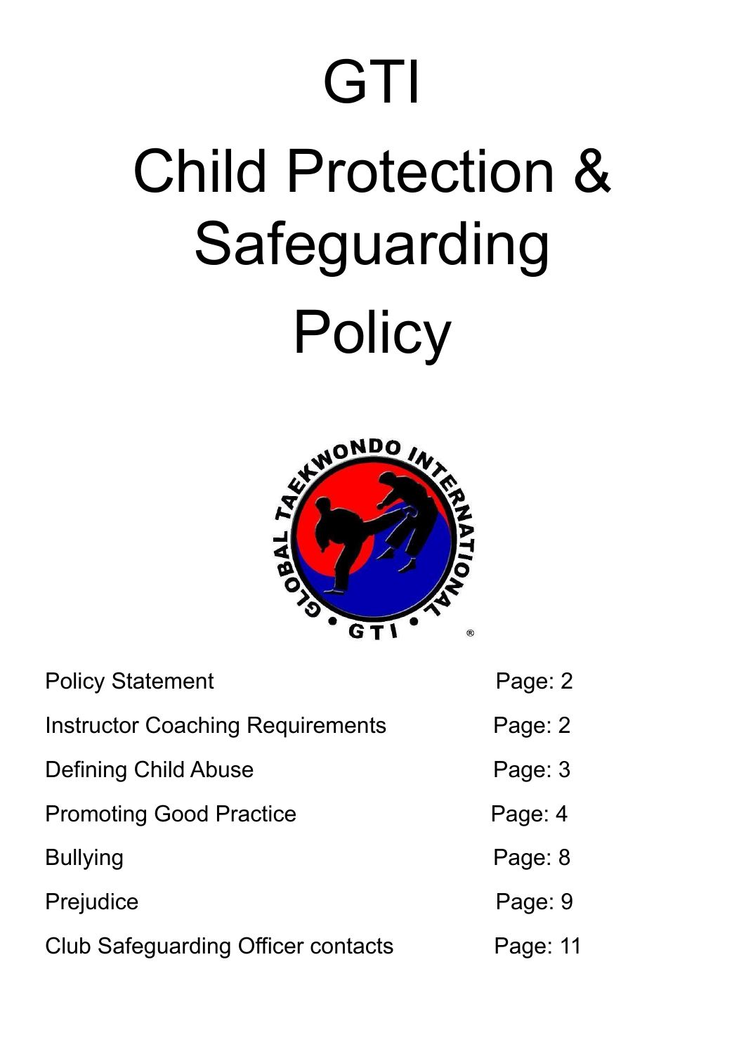# GTI

# Child Protection & Safeguarding Policy

| | |
|---|---|
| Policy Statement | Page: 2 |
| Instructor Coaching Requirements | Page: 2 |
| Defining Child Abuse | Page: 3 |
| Promoting Good Practice | Page: 4 |
| Bullying | Page: 8 |
| Prejudice | Page: 9 |
| Club Safeguarding Officer contacts | Page: 11 |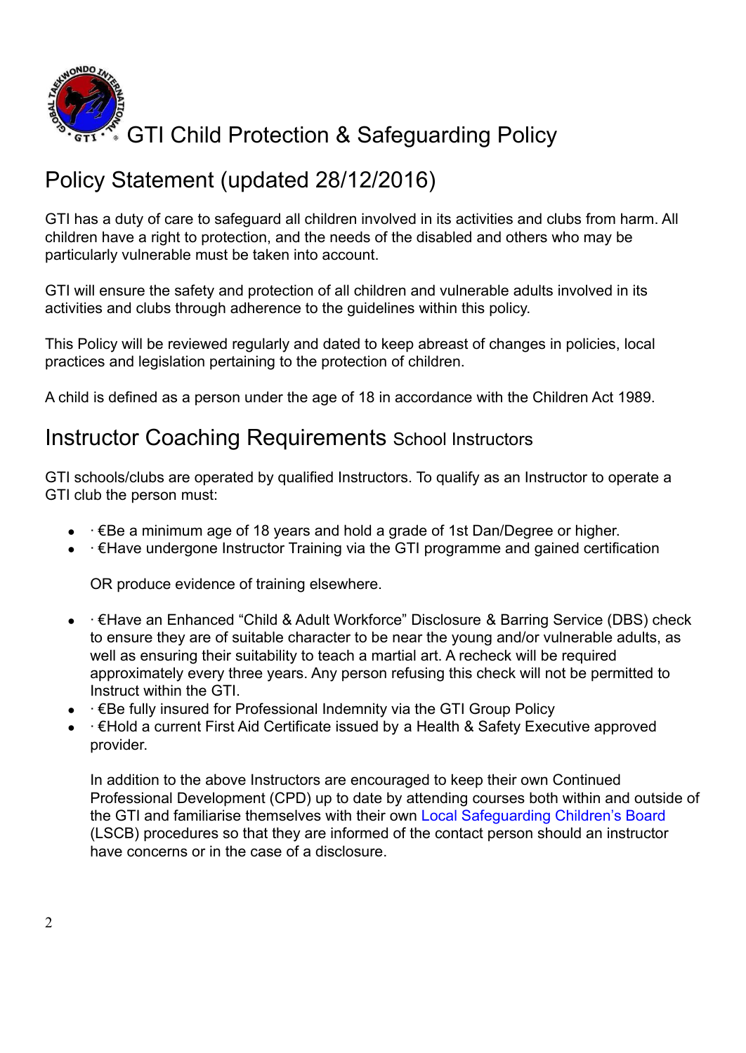# GTI Child Protection & Safeguarding Policy

## Policy Statement (updated 28/12/2016)

GTI has a duty of care to safeguard all children involved in its activities and clubs from harm. All children have a right to protection, and the needs of the disabled and others who may be particularly vulnerable must be taken into account.

GTI will ensure the safety and protection of all children and vulnerable adults involved in its activities and clubs through adherence to the guidelines within this policy.

This Policy will be reviewed regularly and dated to keep abreast of changes in policies, local practices and legislation pertaining to the protection of children.

A child is defined as a person under the age of 18 in accordance with the Children Act 1989.

## Instructor Coaching Requirements School Instructors

GTI schools/clubs are operated by qualified Instructors. To qualify as an Instructor to operate a GTI club the person must:

- · €Be a minimum age of 18 years and hold a grade of 1st Dan/Degree or higher.
- · €Have undergone Instructor Training via the GTI programme and gained certification

  OR produce evidence of training elsewhere.

- · €Have an Enhanced "Child & Adult Workforce" Disclosure & Barring Service (DBS) check to ensure they are of suitable character to be near the young and/or vulnerable adults, as well as ensuring their suitability to teach a martial art. A recheck will be required approximately every three years. Any person refusing this check will not be permitted to Instruct within the GTI.
- · €Be fully insured for Professional Indemnity via the GTI Group Policy
- · €Hold a current First Aid Certificate issued by a Health & Safety Executive approved provider.

  In addition to the above Instructors are encouraged to keep their own Continued Professional Development (CPD) up to date by attending courses both within and outside of the GTI and familiarise themselves with their own Local Safeguarding Children's Board (LSCB) procedures so that they are informed of the contact person should an instructor have concerns or in the case of a disclosure.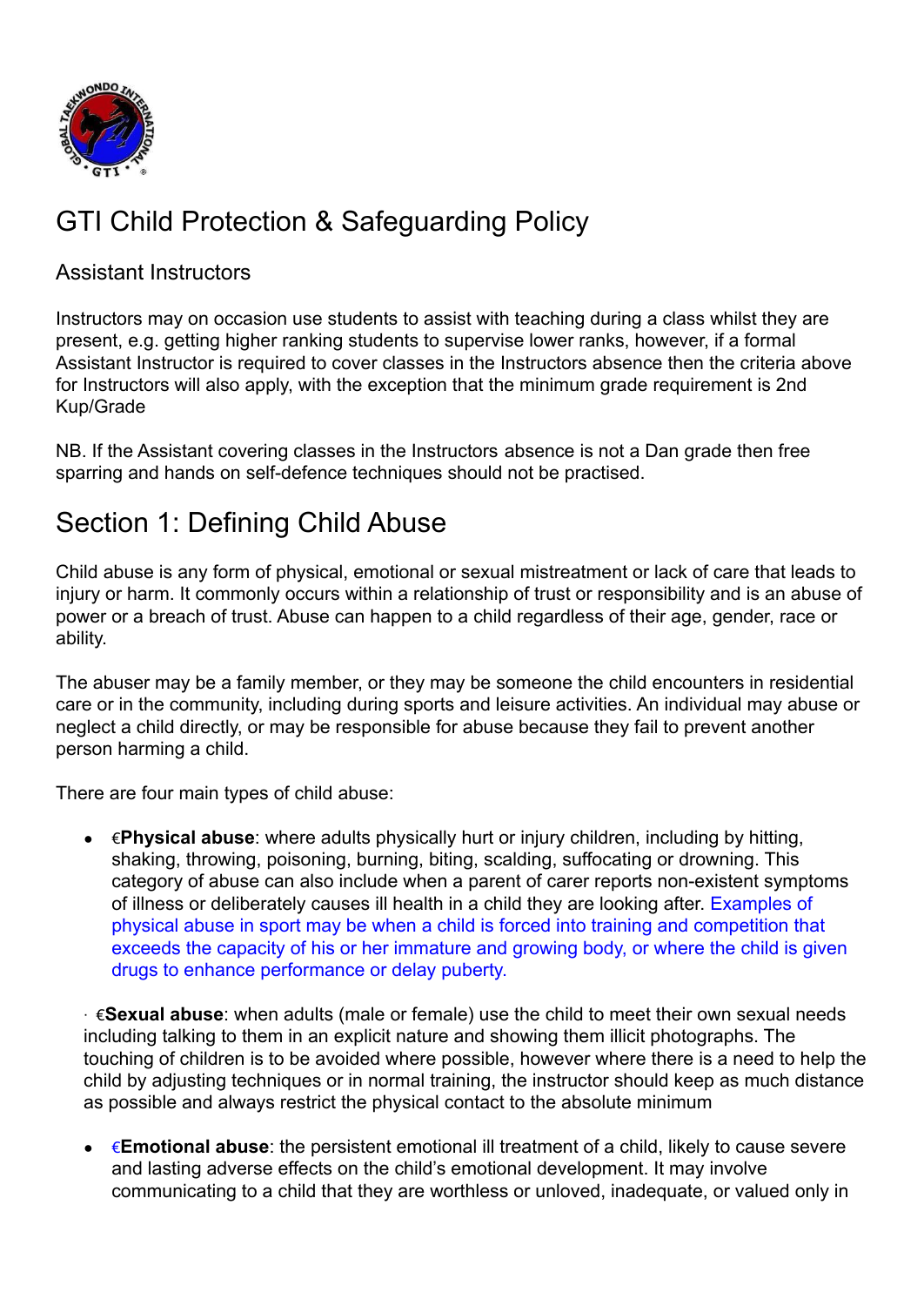# GTI Child Protection & Safeguarding Policy

## Assistant Instructors

Instructors may on occasion use students to assist with teaching during a class whilst they are present, e.g. getting higher ranking students to supervise lower ranks, however, if a formal Assistant Instructor is required to cover classes in the Instructors absence then the criteria above for Instructors will also apply, with the exception that the minimum grade requirement is 2nd Kup/Grade

NB. If the Assistant covering classes in the Instructors absence is not a Dan grade then free sparring and hands on self-defence techniques should not be practised.

# Section 1: Defining Child Abuse

Child abuse is any form of physical, emotional or sexual mistreatment or lack of care that leads to injury or harm. It commonly occurs within a relationship of trust or responsibility and is an abuse of power or a breach of trust. Abuse can happen to a child regardless of their age, gender, race or ability.

The abuser may be a family member, or they may be someone the child encounters in residential care or in the community, including during sports and leisure activities. An individual may abuse or neglect a child directly, or may be responsible for abuse because they fail to prevent another person harming a child.

There are four main types of child abuse:

- €**Physical abuse**: where adults physically hurt or injury children, including by hitting, shaking, throwing, poisoning, burning, biting, scalding, suffocating or drowning. This category of abuse can also include when a parent of carer reports non-existent symptoms of illness or deliberately causes ill health in a child they are looking after. Examples of physical abuse in sport may be when a child is forced into training and competition that exceeds the capacity of his or her immature and growing body, or where the child is given drugs to enhance performance or delay puberty.

· €**Sexual abuse**: when adults (male or female) use the child to meet their own sexual needs including talking to them in an explicit nature and showing them illicit photographs. The touching of children is to be avoided where possible, however where there is a need to help the child by adjusting techniques or in normal training, the instructor should keep as much distance as possible and always restrict the physical contact to the absolute minimum

- €**Emotional abuse**: the persistent emotional ill treatment of a child, likely to cause severe and lasting adverse effects on the child's emotional development. It may involve communicating to a child that they are worthless or unloved, inadequate, or valued only in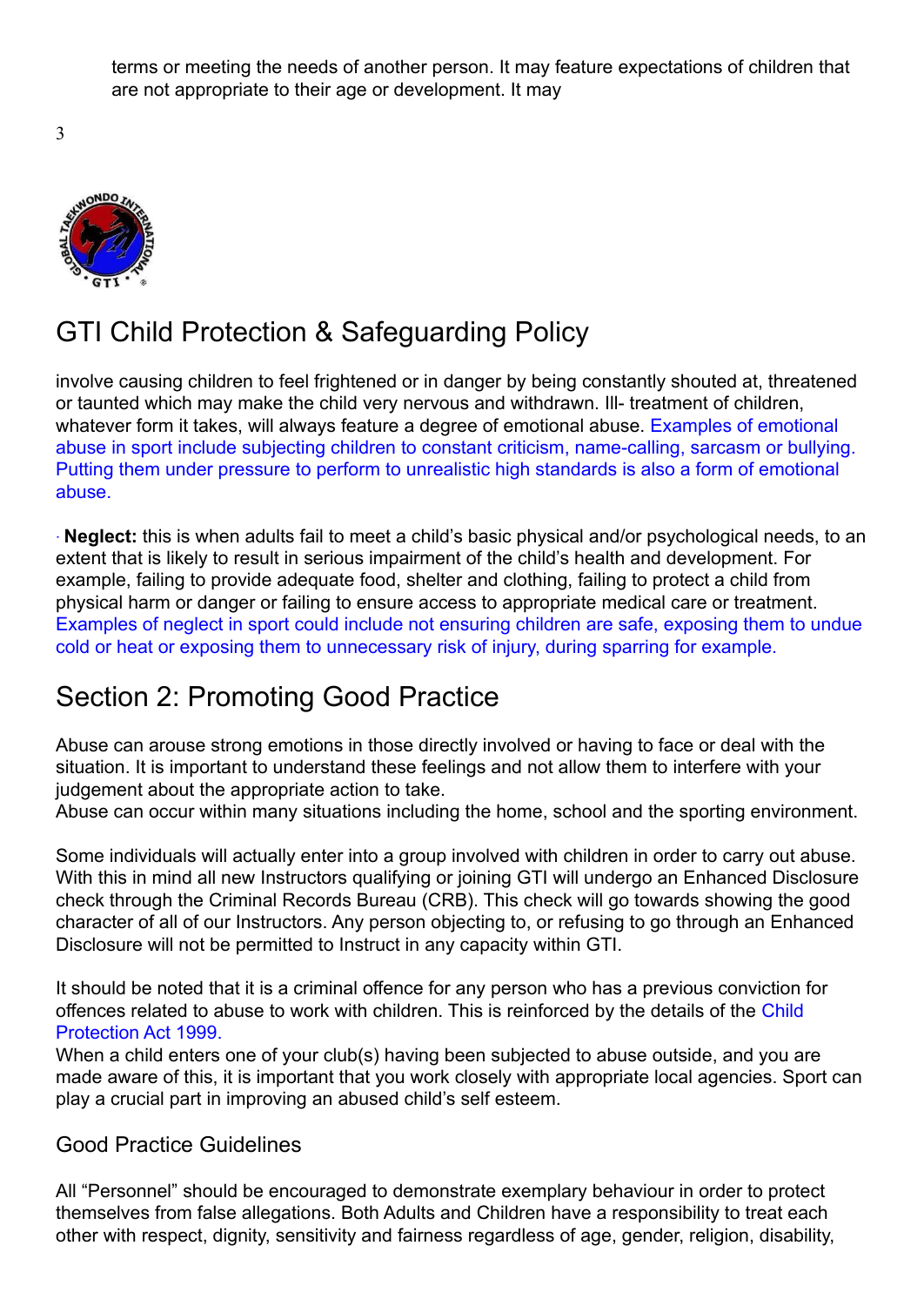terms or meeting the needs of another person. It may feature expectations of children that are not appropriate to their age or development. It may

involve causing children to feel frightened or in danger by being constantly shouted at, threatened or taunted which may make the child very nervous and withdrawn. Ill- treatment of children, whatever form it takes, will always feature a degree of emotional abuse. Examples of emotional abuse in sport include subjecting children to constant criticism, name-calling, sarcasm or bullying. Putting them under pressure to perform to unrealistic high standards is also a form of emotional abuse.

· **Neglect:** this is when adults fail to meet a child's basic physical and/or psychological needs, to an extent that is likely to result in serious impairment of the child's health and development. For example, failing to provide adequate food, shelter and clothing, failing to protect a child from physical harm or danger or failing to ensure access to appropriate medical care or treatment. Examples of neglect in sport could include not ensuring children are safe, exposing them to undue cold or heat or exposing them to unnecessary risk of injury, during sparring for example.

## Section 2: Promoting Good Practice

Abuse can arouse strong emotions in those directly involved or having to face or deal with the situation. It is important to understand these feelings and not allow them to interfere with your judgement about the appropriate action to take.
Abuse can occur within many situations including the home, school and the sporting environment.

Some individuals will actually enter into a group involved with children in order to carry out abuse. With this in mind all new Instructors qualifying or joining GTI will undergo an Enhanced Disclosure check through the Criminal Records Bureau (CRB). This check will go towards showing the good character of all of our Instructors. Any person objecting to, or refusing to go through an Enhanced Disclosure will not be permitted to Instruct in any capacity within GTI.

It should be noted that it is a criminal offence for any person who has a previous conviction for offences related to abuse to work with children. This is reinforced by the details of the Child Protection Act 1999.
When a child enters one of your club(s) having been subjected to abuse outside, and you are made aware of this, it is important that you work closely with appropriate local agencies. Sport can play a crucial part in improving an abused child's self esteem.

### Good Practice Guidelines

All "Personnel" should be encouraged to demonstrate exemplary behaviour in order to protect themselves from false allegations. Both Adults and Children have a responsibility to treat each other with respect, dignity, sensitivity and fairness regardless of age, gender, religion, disability,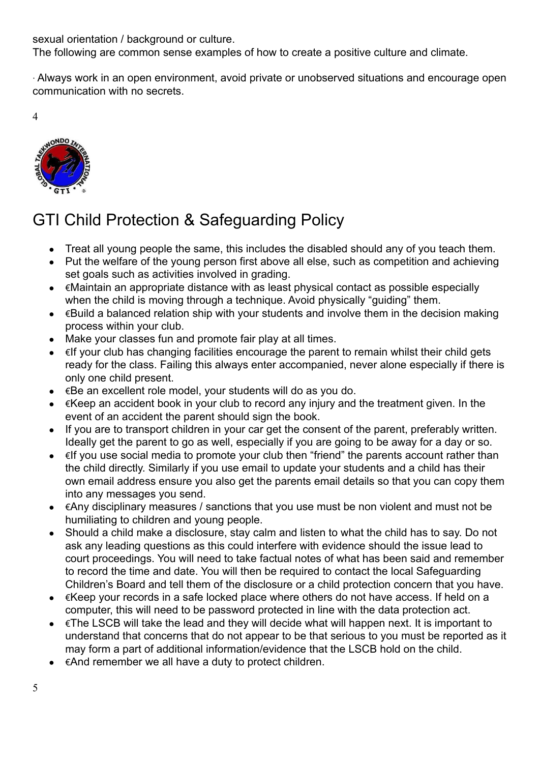sexual orientation / background or culture.
The following are common sense examples of how to create a positive culture and climate.

· Always work in an open environment, avoid private or unobserved situations and encourage open communication with no secrets.

# GTI Child Protection & Safeguarding Policy

- Treat all young people the same, this includes the disabled should any of you teach them.
- Put the welfare of the young person first above all else, such as competition and achieving set goals such as activities involved in grading.
- €Maintain an appropriate distance with as least physical contact as possible especially when the child is moving through a technique. Avoid physically "guiding" them.
- €Build a balanced relation ship with your students and involve them in the decision making process within your club.
- Make your classes fun and promote fair play at all times.
- €If your club has changing facilities encourage the parent to remain whilst their child gets ready for the class. Failing this always enter accompanied, never alone especially if there is only one child present.
- €Be an excellent role model, your students will do as you do.
- €Keep an accident book in your club to record any injury and the treatment given. In the event of an accident the parent should sign the book.
- If you are to transport children in your car get the consent of the parent, preferably written. Ideally get the parent to go as well, especially if you are going to be away for a day or so.
- €If you use social media to promote your club then "friend" the parents account rather than the child directly. Similarly if you use email to update your students and a child has their own email address ensure you also get the parents email details so that you can copy them into any messages you send.
- €Any disciplinary measures / sanctions that you use must be non violent and must not be humiliating to children and young people.
- Should a child make a disclosure, stay calm and listen to what the child has to say. Do not ask any leading questions as this could interfere with evidence should the issue lead to court proceedings. You will need to take factual notes of what has been said and remember to record the time and date. You will then be required to contact the local Safeguarding Children's Board and tell them of the disclosure or a child protection concern that you have.
- €Keep your records in a safe locked place where others do not have access. If held on a computer, this will need to be password protected in line with the data protection act.
- €The LSCB will take the lead and they will decide what will happen next. It is important to understand that concerns that do not appear to be that serious to you must be reported as it may form a part of additional information/evidence that the LSCB hold on the child.
- €And remember we all have a duty to protect children.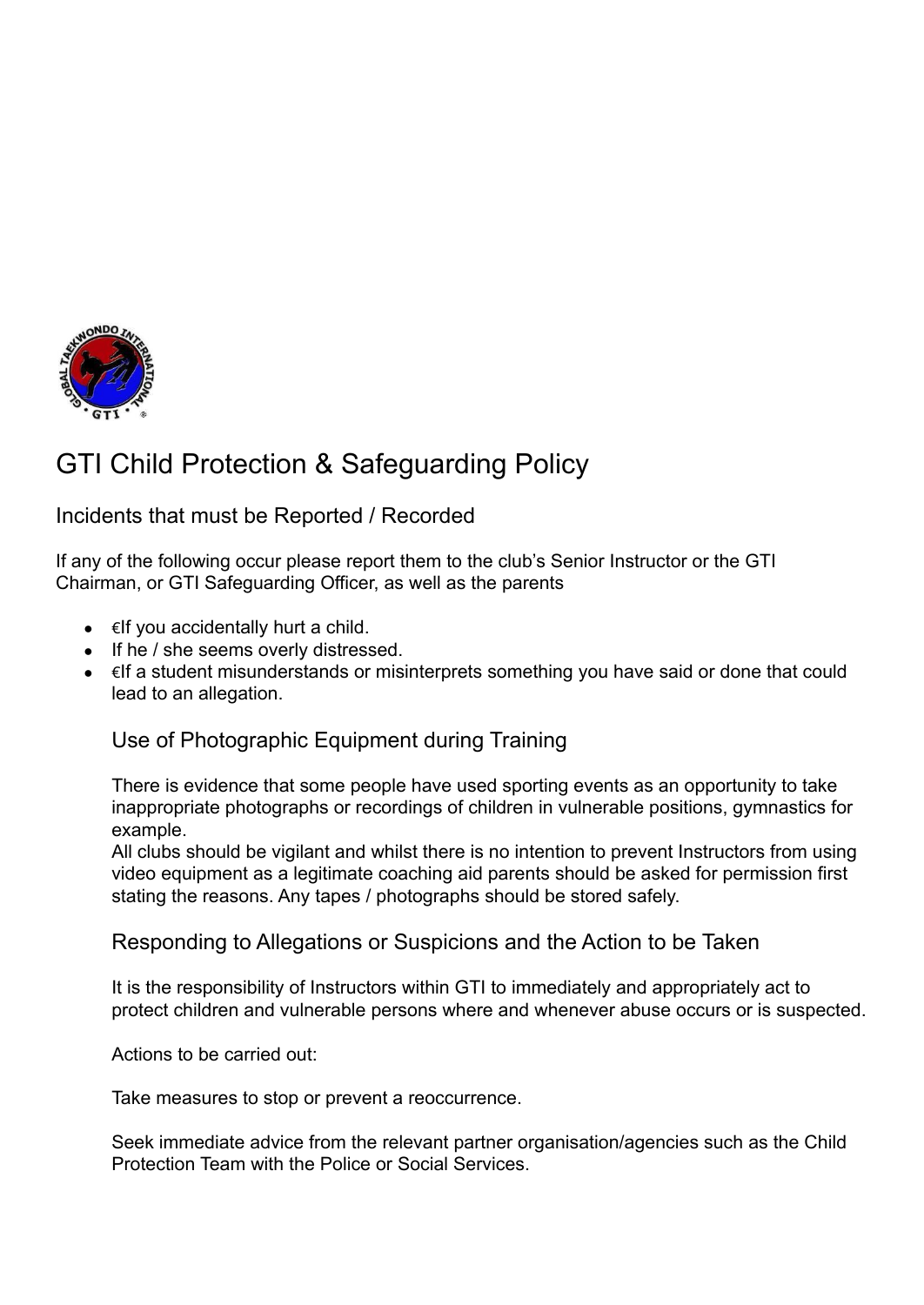# GTI Child Protection & Safeguarding Policy

## Incidents that must be Reported / Recorded

If any of the following occur please report them to the club's Senior Instructor or the GTI Chairman, or GTI Safeguarding Officer, as well as the parents

- €If you accidentally hurt a child.
- If he / she seems overly distressed.
- €If a student misunderstands or misinterprets something you have said or done that could lead to an allegation.

### Use of Photographic Equipment during Training

There is evidence that some people have used sporting events as an opportunity to take inappropriate photographs or recordings of children in vulnerable positions, gymnastics for example.
All clubs should be vigilant and whilst there is no intention to prevent Instructors from using video equipment as a legitimate coaching aid parents should be asked for permission first stating the reasons. Any tapes / photographs should be stored safely.

### Responding to Allegations or Suspicions and the Action to be Taken

It is the responsibility of Instructors within GTI to immediately and appropriately act to protect children and vulnerable persons where and whenever abuse occurs or is suspected.

Actions to be carried out:

Take measures to stop or prevent a reoccurrence.

Seek immediate advice from the relevant partner organisation/agencies such as the Child Protection Team with the Police or Social Services.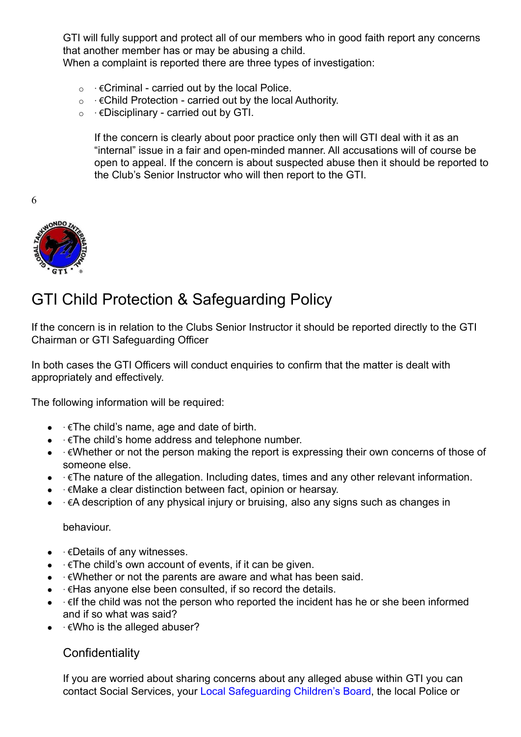GTI will fully support and protect all of our members who in good faith report any concerns that another member has or may be abusing a child.
When a complaint is reported there are three types of investigation:

- · €Criminal - carried out by the local Police.
- · €Child Protection - carried out by the local Authority.
- · €Disciplinary - carried out by GTI.

If the concern is clearly about poor practice only then will GTI deal with it as an "internal" issue in a fair and open-minded manner. All accusations will of course be open to appeal. If the concern is about suspected abuse then it should be reported to the Club's Senior Instructor who will then report to the GTI.

# GTI Child Protection & Safeguarding Policy

If the concern is in relation to the Clubs Senior Instructor it should be reported directly to the GTI Chairman or GTI Safeguarding Officer

In both cases the GTI Officers will conduct enquiries to confirm that the matter is dealt with appropriately and effectively.

The following information will be required:

- · €The child's name, age and date of birth.
- · €The child's home address and telephone number.
- · €Whether or not the person making the report is expressing their own concerns of those of someone else.
- · €The nature of the allegation. Including dates, times and any other relevant information.
- · €Make a clear distinction between fact, opinion or hearsay.
- · €A description of any physical injury or bruising, also any signs such as changes in

  behaviour.

- · €Details of any witnesses.
- · €The child's own account of events, if it can be given.
- · €Whether or not the parents are aware and what has been said.
- · €Has anyone else been consulted, if so record the details.
- · €If the child was not the person who reported the incident has he or she been informed and if so what was said?
- · €Who is the alleged abuser?

## Confidentiality

If you are worried about sharing concerns about any alleged abuse within GTI you can contact Social Services, your Local Safeguarding Children's Board, the local Police or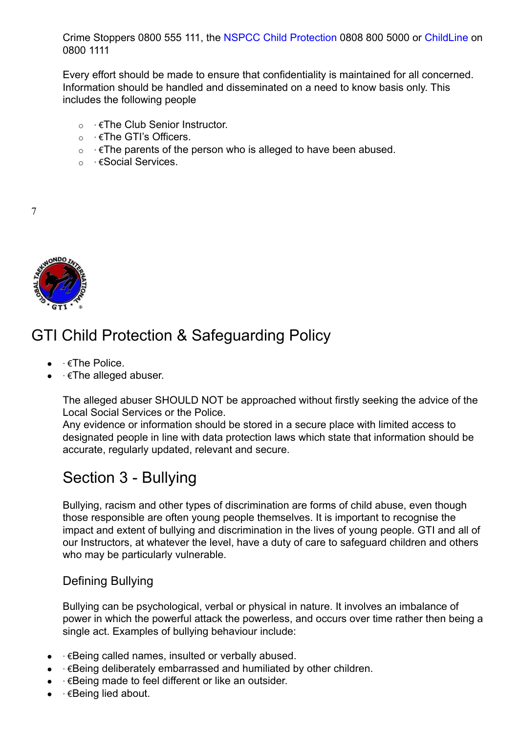Crime Stoppers 0800 555 111, the NSPCC Child Protection 0808 800 5000 or ChildLine on 0800 1111

Every effort should be made to ensure that confidentiality is maintained for all concerned. Information should be handled and disseminated on a need to know basis only. This includes the following people

- · €The Club Senior Instructor.
- · €The GTI's Officers.
- · €The parents of the person who is alleged to have been abused.
- · €Social Services.

# GTI Child Protection & Safeguarding Policy

- · €The Police.
- · €The alleged abuser.

The alleged abuser SHOULD NOT be approached without firstly seeking the advice of the Local Social Services or the Police.
Any evidence or information should be stored in a secure place with limited access to designated people in line with data protection laws which state that information should be accurate, regularly updated, relevant and secure.

## Section 3 - Bullying

Bullying, racism and other types of discrimination are forms of child abuse, even though those responsible are often young people themselves. It is important to recognise the impact and extent of bullying and discrimination in the lives of young people. GTI and all of our Instructors, at whatever the level, have a duty of care to safeguard children and others who may be particularly vulnerable.

### Defining Bullying

Bullying can be psychological, verbal or physical in nature. It involves an imbalance of power in which the powerful attack the powerless, and occurs over time rather then being a single act. Examples of bullying behaviour include:

- · €Being called names, insulted or verbally abused.
- · €Being deliberately embarrassed and humiliated by other children.
- · €Being made to feel different or like an outsider.
- · €Being lied about.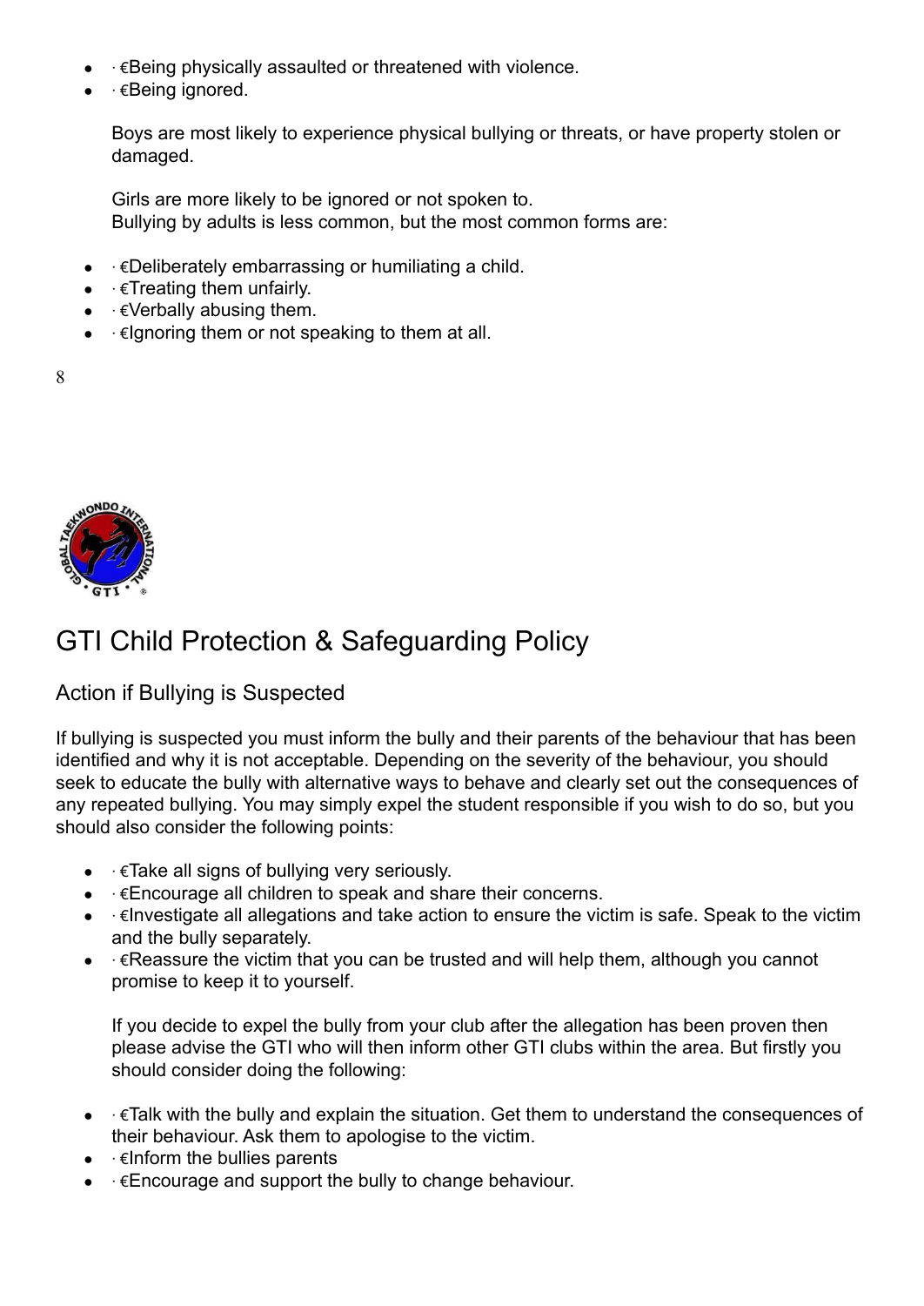- · €Being physically assaulted or threatened with violence.
- · €Being ignored.

  Boys are most likely to experience physical bullying or threats, or have property stolen or damaged.

  Girls are more likely to be ignored or not spoken to.
  Bullying by adults is less common, but the most common forms are:

- · €Deliberately embarrassing or humiliating a child.
- · €Treating them unfairly.
- · €Verbally abusing them.
- · €Ignoring them or not speaking to them at all.

## Action if Bullying is Suspected

If bullying is suspected you must inform the bully and their parents of the behaviour that has been identified and why it is not acceptable. Depending on the severity of the behaviour, you should seek to educate the bully with alternative ways to behave and clearly set out the consequences of any repeated bullying. You may simply expel the student responsible if you wish to do so, but you should also consider the following points:

- · €Take all signs of bullying very seriously.
- · €Encourage all children to speak and share their concerns.
- · €Investigate all allegations and take action to ensure the victim is safe. Speak to the victim and the bully separately.
- · €Reassure the victim that you can be trusted and will help them, although you cannot promise to keep it to yourself.

  If you decide to expel the bully from your club after the allegation has been proven then please advise the GTI who will then inform other GTI clubs within the area. But firstly you should consider doing the following:

- · €Talk with the bully and explain the situation. Get them to understand the consequences of their behaviour. Ask them to apologise to the victim.
- · €Inform the bullies parents
- · €Encourage and support the bully to change behaviour.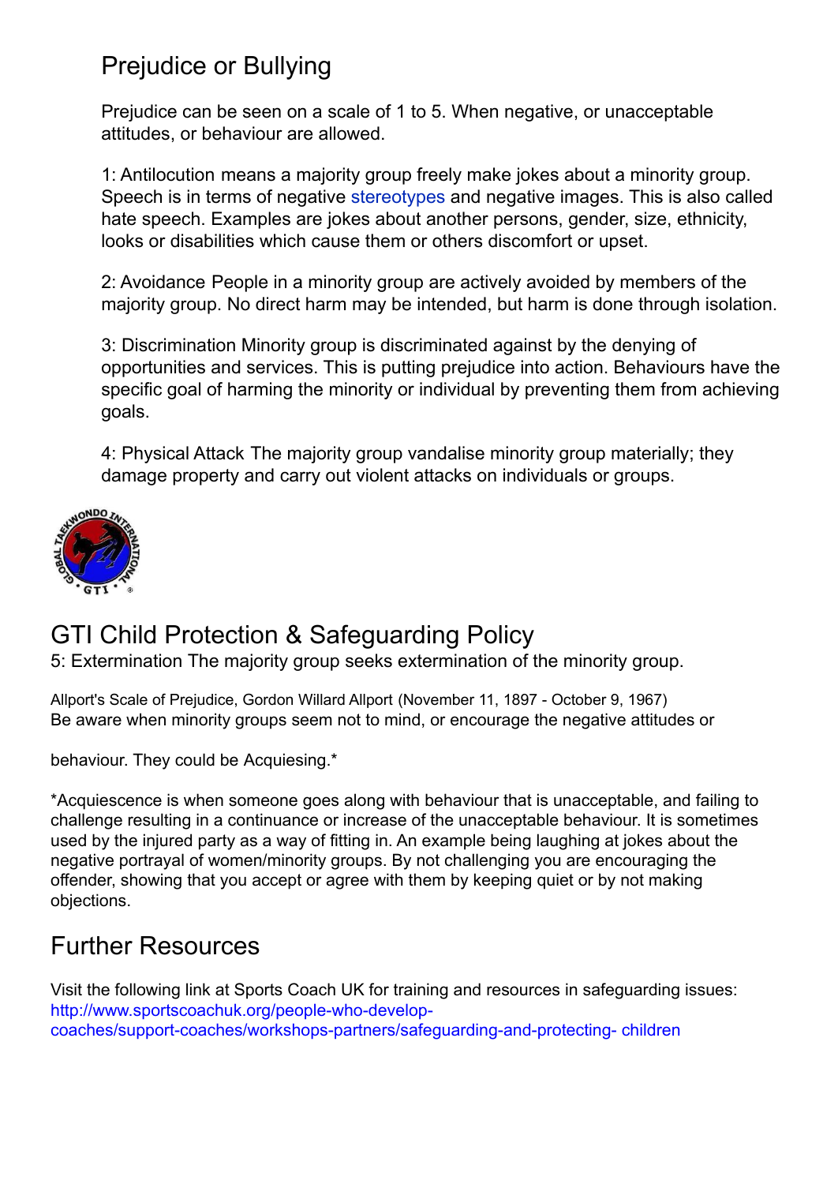## Prejudice or Bullying

Prejudice can be seen on a scale of 1 to 5. When negative, or unacceptable attitudes, or behaviour are allowed.

1: Antilocution means a majority group freely make jokes about a minority group. Speech is in terms of negative stereotypes and negative images. This is also called hate speech. Examples are jokes about another persons, gender, size, ethnicity, looks or disabilities which cause them or others discomfort or upset.

2: Avoidance People in a minority group are actively avoided by members of the majority group. No direct harm may be intended, but harm is done through isolation.

3: Discrimination Minority group is discriminated against by the denying of opportunities and services. This is putting prejudice into action. Behaviours have the specific goal of harming the minority or individual by preventing them from achieving goals.

4: Physical Attack The majority group vandalise minority group materially; they damage property and carry out violent attacks on individuals or groups.

5: Extermination The majority group seeks extermination of the minority group.

Allport's Scale of Prejudice, Gordon Willard Allport (November 11, 1897 - October 9, 1967)

Be aware when minority groups seem not to mind, or encourage the negative attitudes or behaviour. They could be Acquiesing.*

*Acquiescence is when someone goes along with behaviour that is unacceptable, and failing to challenge resulting in a continuance or increase of the unacceptable behaviour. It is sometimes used by the injured party as a way of fitting in. An example being laughing at jokes about the negative portrayal of women/minority groups. By not challenging you are encouraging the offender, showing that you accept or agree with them by keeping quiet or by not making objections.

## Further Resources

Visit the following link at Sports Coach UK for training and resources in safeguarding issues:
http://www.sportscoachuk.org/people-who-develop-coaches/support-coaches/workshops-partners/safeguarding-and-protecting- children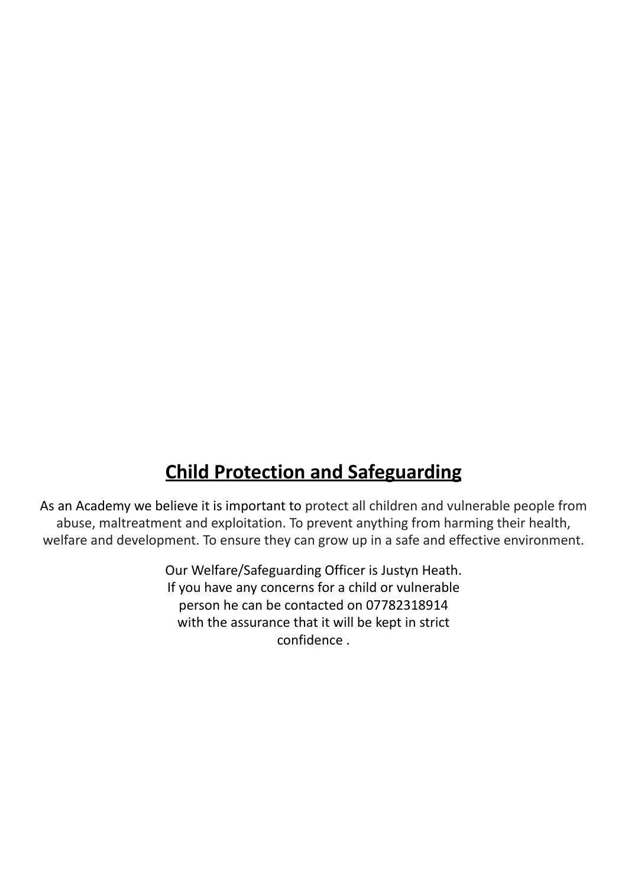## **Child Protection and Safeguarding**

As an Academy we believe it is important to protect all children and vulnerable people from abuse, maltreatment and exploitation. To prevent anything from harming their health, welfare and development. To ensure they can grow up in a safe and effective environment.

Our Welfare/Safeguarding Officer is Justyn Heath. If you have any concerns for a child or vulnerable person he can be contacted on 07782318914 with the assurance that it will be kept in strict confidence .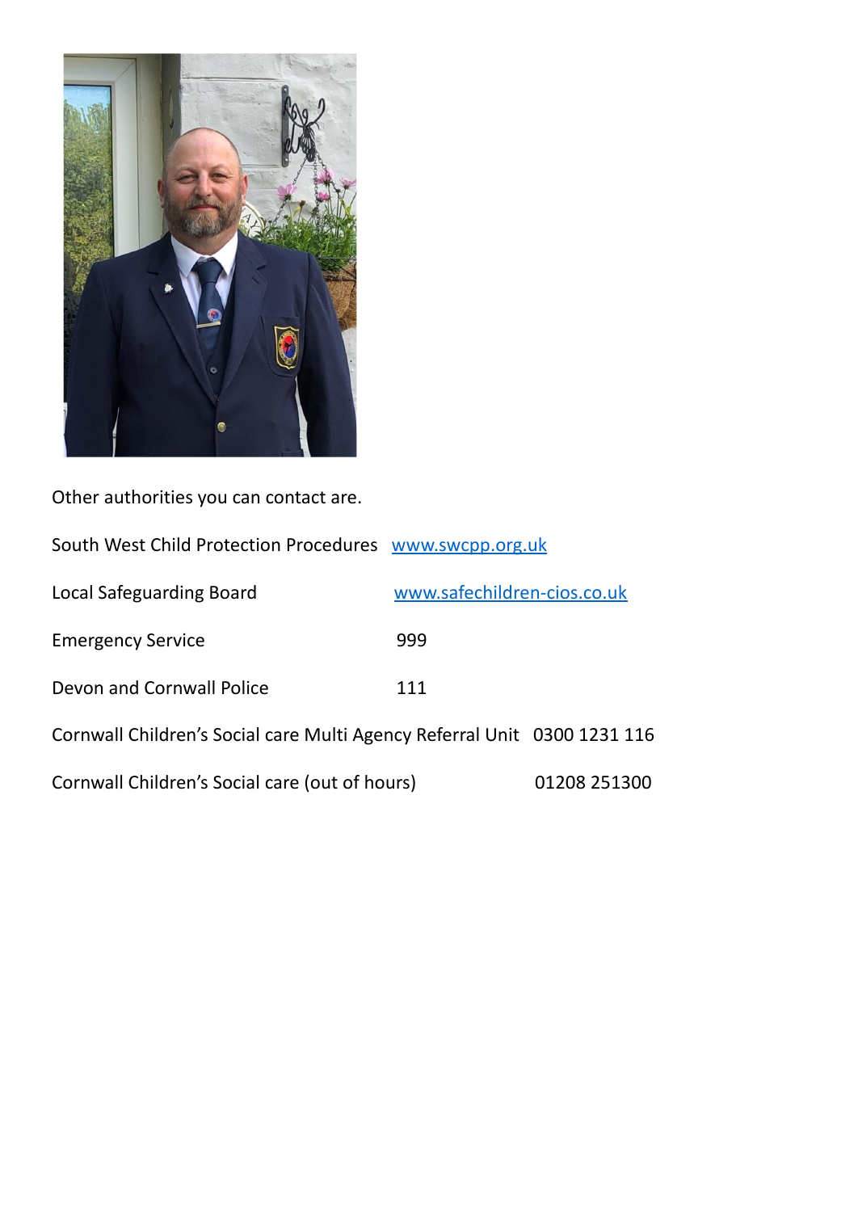Other authorities you can contact are.

| | |
|---|---|
| South West Child Protection Procedures | www.swcpp.org.uk |
| Local Safeguarding Board | www.safechildren-cios.co.uk |
| Emergency Service | 999 |
| Devon and Cornwall Police | 111 |
| Cornwall Children's Social care Multi Agency Referral Unit | 0300 1231 116 |
| Cornwall Children's Social care (out of hours) | 01208 251300 |